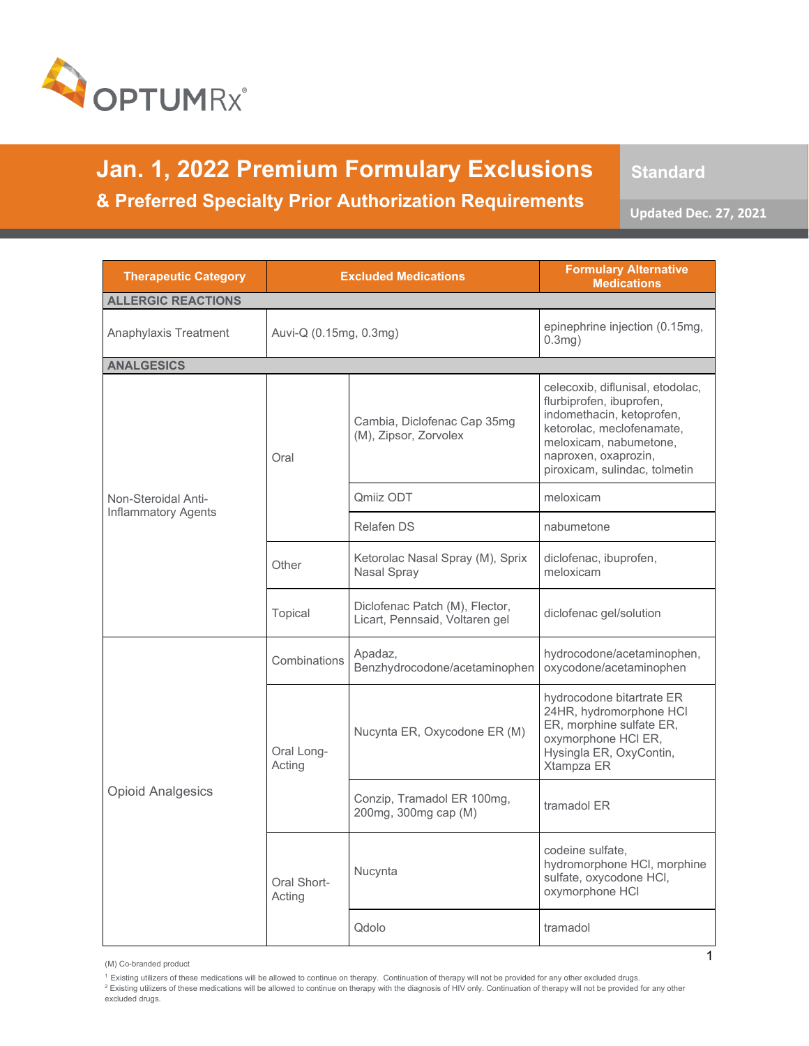OPTUMRx®

# Jan. 1, 2022 Premium Formulary Exclusions

## & Preferred Specialty Prior Authorization Requirements

**Standard**

**Updated Dec. 27, 2021**

| Therapeutic Category | Excluded Medications | | Formulary Alternative Medications |
|---|---|---|---|
| **ALLERGIC REACTIONS** | | | |
| Anaphylaxis Treatment | Auvi-Q (0.15mg, 0.3mg) | | epinephrine injection (0.15mg, 0.3mg) |
| **ANALGESICS** | | | |
| Non-Steroidal Anti-Inflammatory Agents | Oral | Cambia, Diclofenac Cap 35mg (M), Zipsor, Zorvolex | celecoxib, diflunisal, etodolac, flurbiprofen, ibuprofen, indomethacin, ketoprofen, ketorolac, meclofenamate, meloxicam, nabumetone, naproxen, oxaprozin, piroxicam, sulindac, tolmetin |
| | | Qmiiz ODT | meloxicam |
| | | Relafen DS | nabumetone |
| | Other | Ketorolac Nasal Spray (M), Sprix Nasal Spray | diclofenac, ibuprofen, meloxicam |
| | Topical | Diclofenac Patch (M), Flector, Licart, Pennsaid, Voltaren gel | diclofenac gel/solution |
| Opioid Analgesics | Combinations | Apadaz, Benzhydrocodone/acetaminophen | hydrocodone/acetaminophen, oxycodone/acetaminophen |
| | Oral Long-Acting | Nucynta ER, Oxycodone ER (M) | hydrocodone bitartrate ER 24HR, hydromorphone HCl ER, morphine sulfate ER, oxymorphone HCl ER, Hysingla ER, OxyContin, Xtampza ER |
| | | Conzip, Tramadol ER 100mg, 200mg, 300mg cap (M) | tramadol ER |
| | Oral Short-Acting | Nucynta | codeine sulfate, hydromorphone HCl, morphine sulfate, oxycodone HCl, oxymorphone HCl |
| | | Qdolo | tramadol |

(M) Co-branded product

[1] Existing utilizers of these medications will be allowed to continue on therapy. Continuation of therapy will not be provided for any other excluded drugs.
[2] Existing utilizers of these medications will be allowed to continue on therapy with the diagnosis of HIV only. Continuation of therapy will not be provided for any other excluded drugs.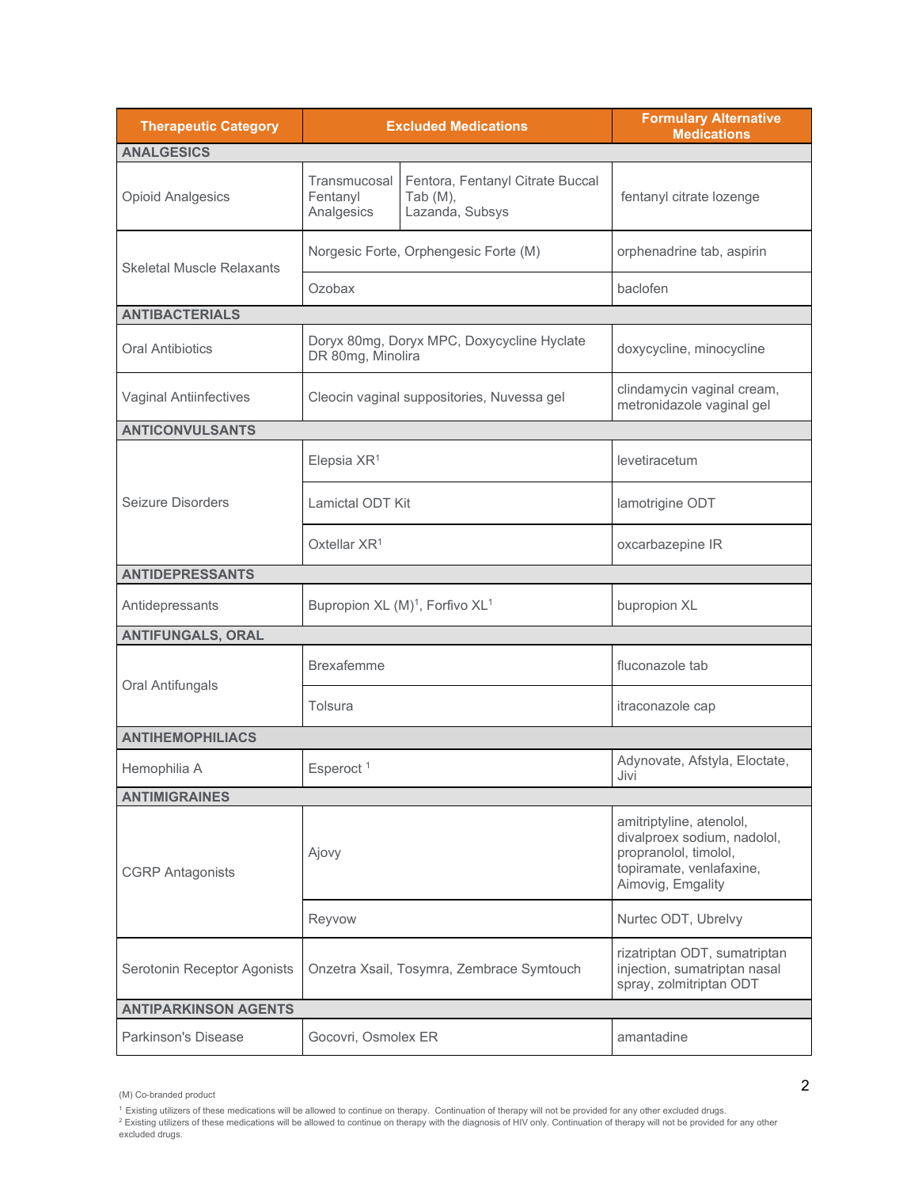| Therapeutic Category | Excluded Medications | Formulary Alternative Medications |
|---|---|---|
| **ANALGESICS** | | |
| Opioid Analgesics | Transmucosal Fentanyl Analgesics: Fentora, Fentanyl Citrate Buccal Tab (M), Lazanda, Subsys | fentanyl citrate lozenge |
| Skeletal Muscle Relaxants | Norgesic Forte, Orphengesic Forte (M) | orphenadrine tab, aspirin |
| | Ozobax | baclofen |
| **ANTIBACTERIALS** | | |
| Oral Antibiotics | Doryx 80mg, Doryx MPC, Doxycycline Hyclate DR 80mg, Minolira | doxycycline, minocycline |
| Vaginal Antiinfectives | Cleocin vaginal suppositories, Nuvessa gel | clindamycin vaginal cream, metronidazole vaginal gel |
| **ANTICONVULSANTS** | | |
| Seizure Disorders | Elepsia XR[1] | levetiracetum |
| | Lamictal ODT Kit | lamotrigine ODT |
| | Oxtellar XR[1] | oxcarbazepine IR |
| **ANTIDEPRESSANTS** | | |
| Antidepressants | Bupropion XL (M)[1], Forfivo XL[1] | bupropion XL |
| **ANTIFUNGALS, ORAL** | | |
| Oral Antifungals | Brexafemme | fluconazole tab |
| | Tolsura | itraconazole cap |
| **ANTIHEMOPHILIACS** | | |
| Hemophilia A | Esperoct [1] | Adynovate, Afstyla, Eloctate, Jivi |
| **ANTIMIGRAINES** | | |
| CGRP Antagonists | Ajovy | amitriptyline, atenolol, divalproex sodium, nadolol, propranolol, timolol, topiramate, venlafaxine, Aimovig, Emgality |
| | Reyvow | Nurtec ODT, Ubrelvy |
| Serotonin Receptor Agonists | Onzetra Xsail, Tosymra, Zembrace Symtouch | rizatriptan ODT, sumatriptan injection, sumatriptan nasal spray, zolmitriptan ODT |
| **ANTIPARKINSON AGENTS** | | |
| Parkinson's Disease | Gocovri, Osmolex ER | amantadine |

(M) Co-branded product

[1] Existing utilizers of these medications will be allowed to continue on therapy. Continuation of therapy will not be provided for any other excluded drugs.

[2] Existing utilizers of these medications will be allowed to continue on therapy with the diagnosis of HIV only. Continuation of therapy will not be provided for any other excluded drugs.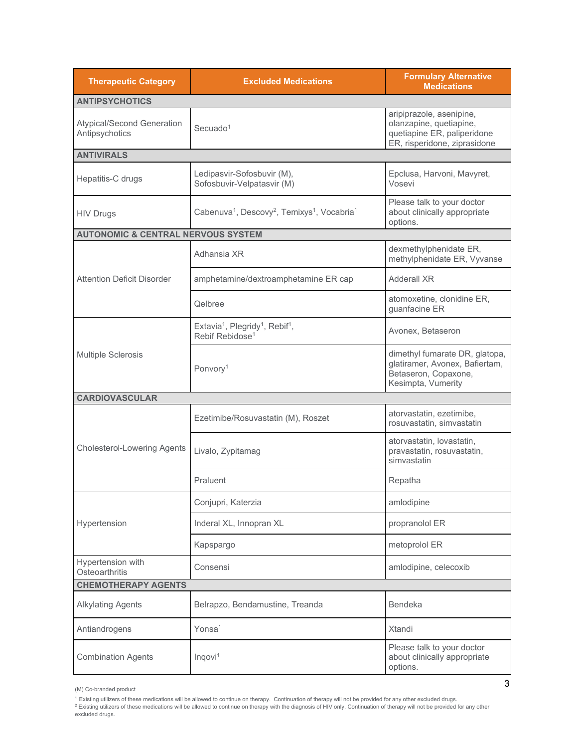| Therapeutic Category | Excluded Medications | Formulary Alternative Medications |
|---|---|---|
| **ANTIPSYCHOTICS** | | |
| Atypical/Second Generation Antipsychotics | Secuado[1] | aripiprazole, asenipine, olanzapine, quetiapine, quetiapine ER, paliperidone ER, risperidone, ziprasidone |
| **ANTIVIRALS** | | |
| Hepatitis-C drugs | Ledipasvir-Sofosbuvir (M), Sofosbuvir-Velpatasvir (M) | Epclusa, Harvoni, Mavyret, Vosevi |
| HIV Drugs | Cabenuva[1], Descovy[2], Temixys[1], Vocabria[1] | Please talk to your doctor about clinically appropriate options. |
| **AUTONOMIC & CENTRAL NERVOUS SYSTEM** | | |
| Attention Deficit Disorder | Adhansia XR | dexmethylphenidate ER, methylphenidate ER, Vyvanse |
| | amphetamine/dextroamphetamine ER cap | Adderall XR |
| | Qelbree | atomoxetine, clonidine ER, guanfacine ER |
| Multiple Sclerosis | Extavia[1], Plegridy[1], Rebif[1], Rebif Rebidose[1] | Avonex, Betaseron |
| | Ponvory[1] | dimethyl fumarate DR, glatopa, glatiramer, Avonex, Bafiertam, Betaseron, Copaxone, Kesimpta, Vumerity |
| **CARDIOVASCULAR** | | |
| Cholesterol-Lowering Agents | Ezetimibe/Rosuvastatin (M), Roszet | atorvastatin, ezetimibe, rosuvastatin, simvastatin |
| | Livalo, Zypitamag | atorvastatin, lovastatin, pravastatin, rosuvastatin, simvastatin |
| | Praluent | Repatha |
| Hypertension | Conjupri, Katerzia | amlodipine |
| | Inderal XL, Innopran XL | propranolol ER |
| | Kapspargo | metoprolol ER |
| Hypertension with Osteoarthritis | Consensi | amlodipine, celecoxib |
| **CHEMOTHERAPY AGENTS** | | |
| Alkylating Agents | Belrapzo, Bendamustine, Treanda | Bendeka |
| Antiandrogens | Yonsa[1] | Xtandi |
| Combination Agents | Inqovi[1] | Please talk to your doctor about clinically appropriate options. |

(M) Co-branded product

[1] Existing utilizers of these medications will be allowed to continue on therapy. Continuation of therapy will not be provided for any other excluded drugs.

[2] Existing utilizers of these medications will be allowed to continue on therapy with the diagnosis of HIV only. Continuation of therapy will not be provided for any other excluded drugs.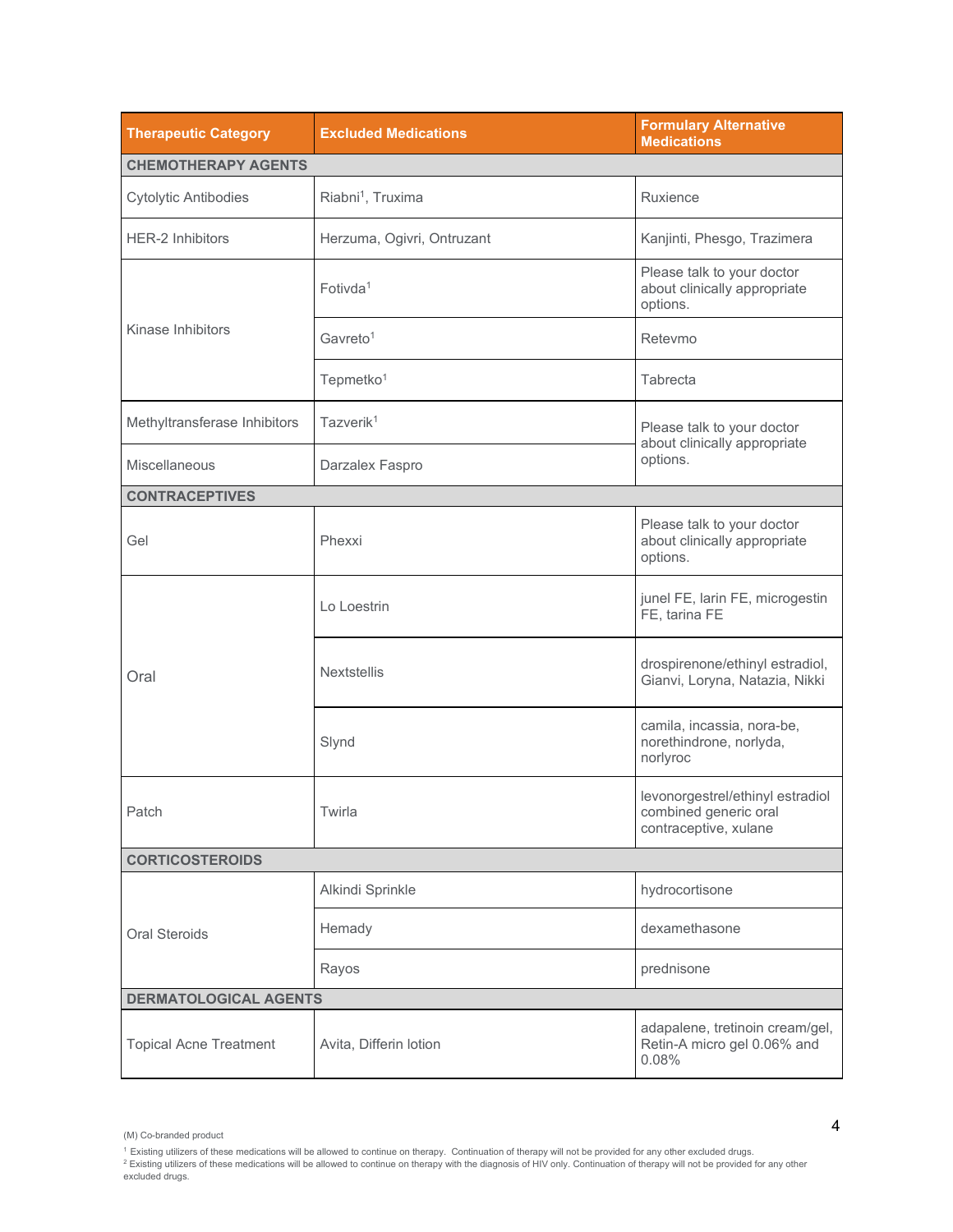| Therapeutic Category | Excluded Medications | Formulary Alternative Medications |
|---|---|---|
| **CHEMOTHERAPY AGENTS** | | |
| Cytolytic Antibodies | Riabni[1], Truxima | Ruxience |
| HER-2 Inhibitors | Herzuma, Ogivri, Ontruzant | Kanjinti, Phesgo, Trazimera |
| Kinase Inhibitors | Fotivda[1] | Please talk to your doctor about clinically appropriate options. |
| | Gavreto[1] | Retevmo |
| | Tepmetko[1] | Tabrecta |
| Methyltransferase Inhibitors | Tazverik[1] | Please talk to your doctor about clinically appropriate options. |
| Miscellaneous | Darzalex Faspro | |
| **CONTRACEPTIVES** | | |
| Gel | Phexxi | Please talk to your doctor about clinically appropriate options. |
| Oral | Lo Loestrin | junel FE, larin FE, microgestin FE, tarina FE |
| | Nextstellis | drospirenone/ethinyl estradiol, Gianvi, Loryna, Natazia, Nikki |
| | Slynd | camila, incassia, nora-be, norethindrone, norlyda, norlyroc |
| Patch | Twirla | levonorgestrel/ethinyl estradiol combined generic oral contraceptive, xulane |
| **CORTICOSTEROIDS** | | |
| Oral Steroids | Alkindi Sprinkle | hydrocortisone |
| | Hemady | dexamethasone |
| | Rayos | prednisone |
| **DERMATOLOGICAL AGENTS** | | |
| Topical Acne Treatment | Avita, Differin lotion | adapalene, tretinoin cream/gel, Retin-A micro gel 0.06% and 0.08% |

(M) Co-branded product

[1] Existing utilizers of these medications will be allowed to continue on therapy. Continuation of therapy will not be provided for any other excluded drugs.

[2] Existing utilizers of these medications will be allowed to continue on therapy with the diagnosis of HIV only. Continuation of therapy will not be provided for any other excluded drugs.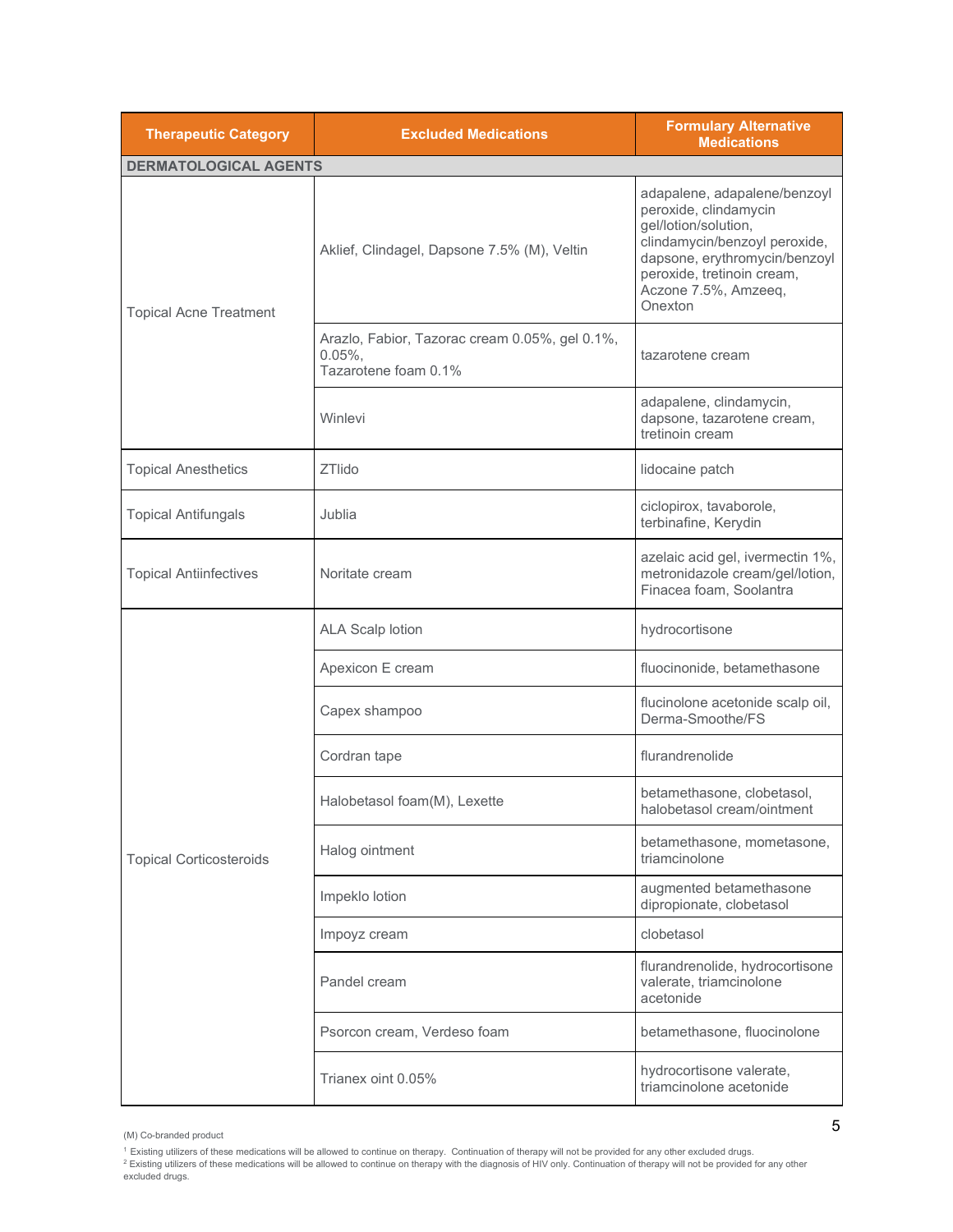| Therapeutic Category | Excluded Medications | Formulary Alternative Medications |
|---|---|---|
| **DERMATOLOGICAL AGENTS** | | |
| Topical Acne Treatment | Aklief, Clindagel, Dapsone 7.5% (M), Veltin | adapalene, adapalene/benzoyl peroxide, clindamycin gel/lotion/solution, clindamycin/benzoyl peroxide, dapsone, erythromycin/benzoyl peroxide, tretinoin cream, Aczone 7.5%, Amzeeq, Onexton |
| | Arazlo, Fabior, Tazorac cream 0.05%, gel 0.1%, 0.05%, Tazarotene foam 0.1% | tazarotene cream |
| | Winlevi | adapalene, clindamycin, dapsone, tazarotene cream, tretinoin cream |
| Topical Anesthetics | ZTlido | lidocaine patch |
| Topical Antifungals | Jublia | ciclopirox, tavaborole, terbinafine, Kerydin |
| Topical Antiinfectives | Noritate cream | azelaic acid gel, ivermectin 1%, metronidazole cream/gel/lotion, Finacea foam, Soolantra |
| Topical Corticosteroids | ALA Scalp lotion | hydrocortisone |
| | Apexicon E cream | fluocinonide, betamethasone |
| | Capex shampoo | flucinolone acetonide scalp oil, Derma-Smoothe/FS |
| | Cordran tape | flurandrenolide |
| | Halobetasol foam(M), Lexette | betamethasone, clobetasol, halobetasol cream/ointment |
| | Halog ointment | betamethasone, mometasone, triamcinolone |
| | Impeklo lotion | augmented betamethasone dipropionate, clobetasol |
| | Impoyz cream | clobetasol |
| | Pandel cream | flurandrenolide, hydrocortisone valerate, triamcinolone acetonide |
| | Psorcon cream, Verdeso foam | betamethasone, fluocinolone |
| | Trianex oint 0.05% | hydrocortisone valerate, triamcinolone acetonide |

(M) Co-branded product

[1] Existing utilizers of these medications will be allowed to continue on therapy. Continuation of therapy will not be provided for any other excluded drugs.

[2] Existing utilizers of these medications will be allowed to continue on therapy with the diagnosis of HIV only. Continuation of therapy will not be provided for any other excluded drugs.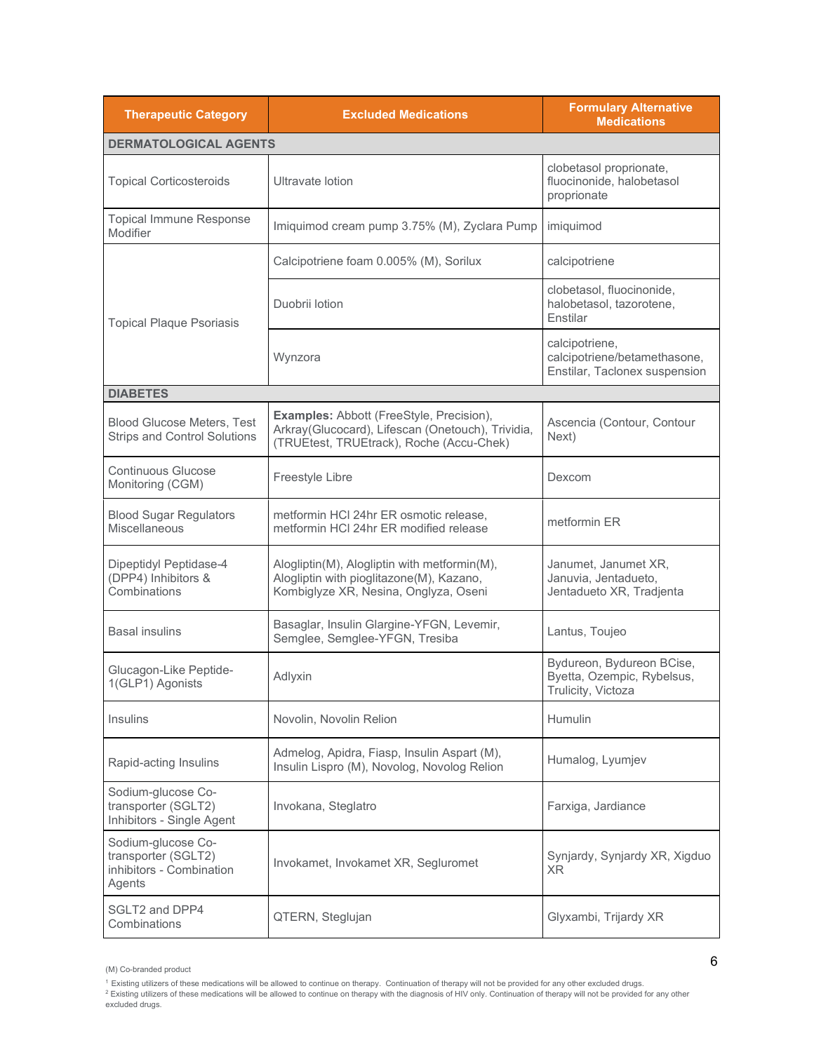| Therapeutic Category | Excluded Medications | Formulary Alternative Medications |
|---|---|---|
| **DERMATOLOGICAL AGENTS** | | |
| Topical Corticosteroids | Ultravate lotion | clobetasol proprionate, fluocinonide, halobetasol proprionate |
| Topical Immune Response Modifier | Imiquimod cream pump 3.75% (M), Zyclara Pump | imiquimod |
| Topical Plaque Psoriasis | Calcipotriene foam 0.005% (M), Sorilux | calcipotriene |
| | Duobrii lotion | clobetasol, fluocinonide, halobetasol, tazorotene, Enstilar |
| | Wynzora | calcipotriene, calcipotriene/betamethasone, Enstilar, Taclonex suspension |
| **DIABETES** | | |
| Blood Glucose Meters, Test Strips and Control Solutions | **Examples:** Abbott (FreeStyle, Precision), Arkray(Glucocard), Lifescan (Onetouch), Trividia, (TRUEtest, TRUEtrack), Roche (Accu-Chek) | Ascencia (Contour, Contour Next) |
| Continuous Glucose Monitoring (CGM) | Freestyle Libre | Dexcom |
| Blood Sugar Regulators Miscellaneous | metformin HCl 24hr ER osmotic release, metformin HCl 24hr ER modified release | metformin ER |
| Dipeptidyl Peptidase-4 (DPP4) Inhibitors & Combinations | Alogliptin(M), Alogliptin with metformin(M), Alogliptin with pioglitazone(M), Kazano, Kombiglyze XR, Nesina, Onglyza, Oseni | Janumet, Janumet XR, Januvia, Jentadueto, Jentadueto XR, Tradjenta |
| Basal insulins | Basaglar, Insulin Glargine-YFGN, Levemir, Semglee, Semglee-YFGN, Tresiba | Lantus, Toujeo |
| Glucagon-Like Peptide-1(GLP1) Agonists | Adlyxin | Bydureon, Bydureon BCise, Byetta, Ozempic, Rybelsus, Trulicity, Victoza |
| Insulins | Novolin, Novolin Relion | Humulin |
| Rapid-acting Insulins | Admelog, Apidra, Fiasp, Insulin Aspart (M), Insulin Lispro (M), Novolog, Novolog Relion | Humalog, Lyumjev |
| Sodium-glucose Co-transporter (SGLT2) Inhibitors - Single Agent | Invokana, Steglatro | Farxiga, Jardiance |
| Sodium-glucose Co-transporter (SGLT2) inhibitors - Combination Agents | Invokamet, Invokamet XR, Segluromet | Synjardy, Synjardy XR, Xigduo XR |
| SGLT2 and DPP4 Combinations | QTERN, Steglujan | Glyxambi, Trijardy XR |

(M) Co-branded product

[1] Existing utilizers of these medications will be allowed to continue on therapy. Continuation of therapy will not be provided for any other excluded drugs.

[2] Existing utilizers of these medications will be allowed to continue on therapy with the diagnosis of HIV only. Continuation of therapy will not be provided for any other excluded drugs.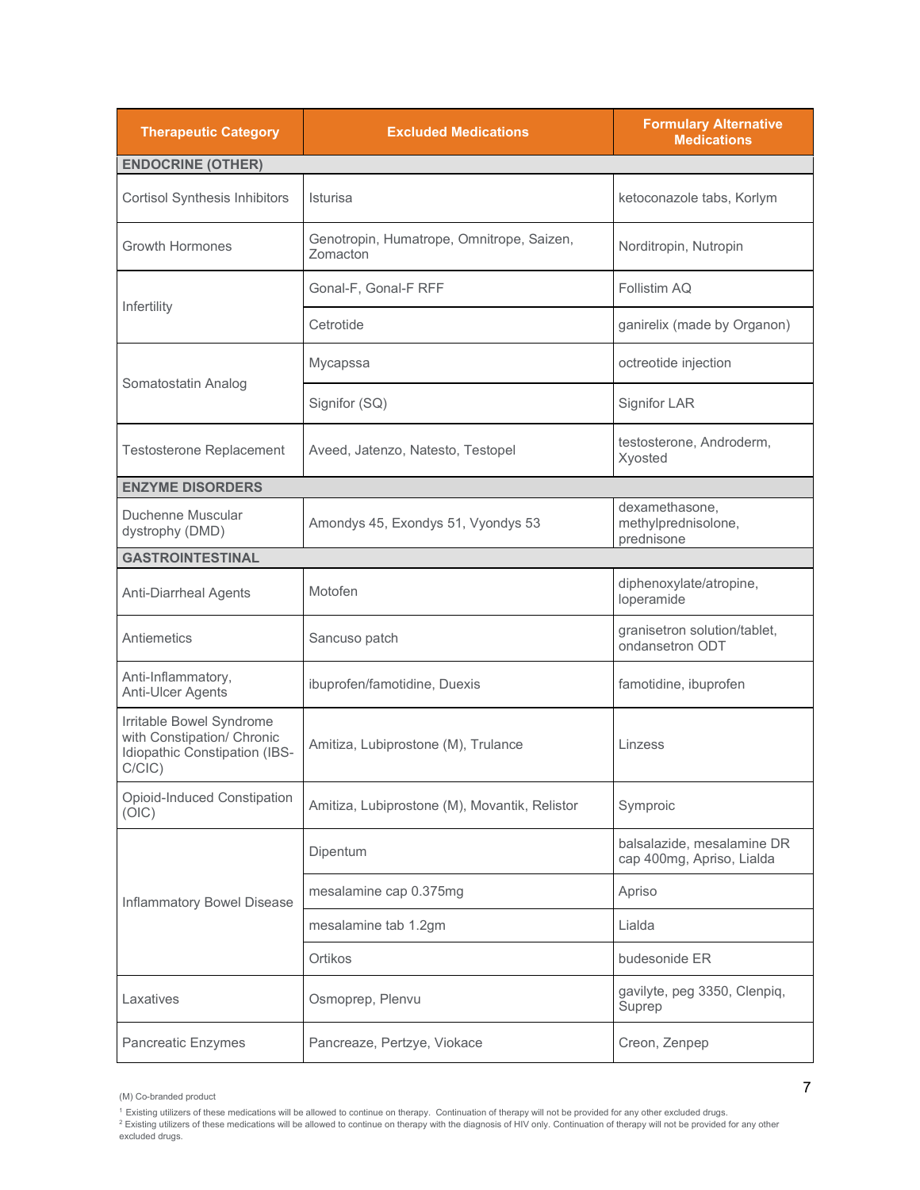| Therapeutic Category | Excluded Medications | Formulary Alternative Medications |
|---|---|---|
| **ENDOCRINE (OTHER)** | | |
| Cortisol Synthesis Inhibitors | Isturisa | ketoconazole tabs, Korlym |
| Growth Hormones | Genotropin, Humatrope, Omnitrope, Saizen, Zomacton | Norditropin, Nutropin |
| Infertility | Gonal-F, Gonal-F RFF | Follistim AQ |
| | Cetrotide | ganirelix (made by Organon) |
| Somatostatin Analog | Mycapssa | octreotide injection |
| | Signifor (SQ) | Signifor LAR |
| Testosterone Replacement | Aveed, Jatenzo, Natesto, Testopel | testosterone, Androderm, Xyosted |
| **ENZYME DISORDERS** | | |
| Duchenne Muscular dystrophy (DMD) | Amondys 45, Exondys 51, Vyondys 53 | dexamethasone, methylprednisolone, prednisone |
| **GASTROINTESTINAL** | | |
| Anti-Diarrheal Agents | Motofen | diphenoxylate/atropine, loperamide |
| Antiemetics | Sancuso patch | granisetron solution/tablet, ondansetron ODT |
| Anti-Inflammatory, Anti-Ulcer Agents | ibuprofen/famotidine, Duexis | famotidine, ibuprofen |
| Irritable Bowel Syndrome with Constipation/ Chronic Idiopathic Constipation (IBS-C/CIC) | Amitiza, Lubiprostone (M), Trulance | Linzess |
| Opioid-Induced Constipation (OIC) | Amitiza, Lubiprostone (M), Movantik, Relistor | Symproic |
| Inflammatory Bowel Disease | Dipentum | balsalazide, mesalamine DR cap 400mg, Apriso, Lialda |
| | mesalamine cap 0.375mg | Apriso |
| | mesalamine tab 1.2gm | Lialda |
| | Ortikos | budesonide ER |
| Laxatives | Osmoprep, Plenvu | gavilyte, peg 3350, Clenpiq, Suprep |
| Pancreatic Enzymes | Pancreaze, Pertzye, Viokace | Creon, Zenpep |

(M) Co-branded product

[1] Existing utilizers of these medications will be allowed to continue on therapy. Continuation of therapy will not be provided for any other excluded drugs.

[2] Existing utilizers of these medications will be allowed to continue on therapy with the diagnosis of HIV only. Continuation of therapy will not be provided for any other excluded drugs.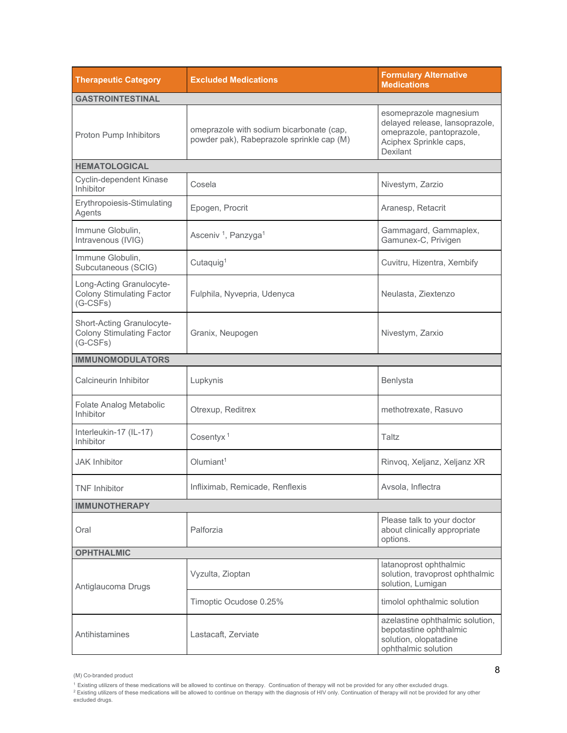| Therapeutic Category | Excluded Medications | Formulary Alternative Medications |
|---|---|---|
| **GASTROINTESTINAL** | | |
| Proton Pump Inhibitors | omeprazole with sodium bicarbonate (cap, powder pak), Rabeprazole sprinkle cap (M) | esomeprazole magnesium delayed release, lansoprazole, omeprazole, pantoprazole, Aciphex Sprinkle caps, Dexilant |
| **HEMATOLOGICAL** | | |
| Cyclin-dependent Kinase Inhibitor | Cosela | Nivestym, Zarzio |
| Erythropoiesis-Stimulating Agents | Epogen, Procrit | Aranesp, Retacrit |
| Immune Globulin, Intravenous (IVIG) | Asceniv [1], Panzyga[1] | Gammagard, Gammaplex, Gamunex-C, Privigen |
| Immune Globulin, Subcutaneous (SCIG) | Cutaquig[1] | Cuvitru, Hizentra, Xembify |
| Long-Acting Granulocyte-Colony Stimulating Factor (G-CSFs) | Fulphila, Nyvepria, Udenyca | Neulasta, Ziextenzo |
| Short-Acting Granulocyte-Colony Stimulating Factor (G-CSFs) | Granix, Neupogen | Nivestym, Zarxio |
| **IMMUNOMODULATORS** | | |
| Calcineurin Inhibitor | Lupkynis | Benlysta |
| Folate Analog Metabolic Inhibitor | Otrexup, Reditrex | methotrexate, Rasuvo |
| Interleukin-17 (IL-17) Inhibitor | Cosentyx [1] | Taltz |
| JAK Inhibitor | Olumiant[1] | Rinvoq, Xeljanz, Xeljanz XR |
| TNF Inhibitor | Infliximab, Remicade, Renflexis | Avsola, Inflectra |
| **IMMUNOTHERAPY** | | |
| Oral | Palforzia | Please talk to your doctor about clinically appropriate options. |
| **OPHTHALMIC** | | |
| Antiglaucoma Drugs | Vyzulta, Zioptan | latanoprost ophthalmic solution, travoprost ophthalmic solution, Lumigan |
| | Timoptic Ocudose 0.25% | timolol ophthalmic solution |
| Antihistamines | Lastacaft, Zerviate | azelastine ophthalmic solution, bepotastine ophthalmic solution, olopatadine ophthalmic solution |

(M) Co-branded product

[1] Existing utilizers of these medications will be allowed to continue on therapy. Continuation of therapy will not be provided for any other excluded drugs.

[2] Existing utilizers of these medications will be allowed to continue on therapy with the diagnosis of HIV only. Continuation of therapy will not be provided for any other excluded drugs.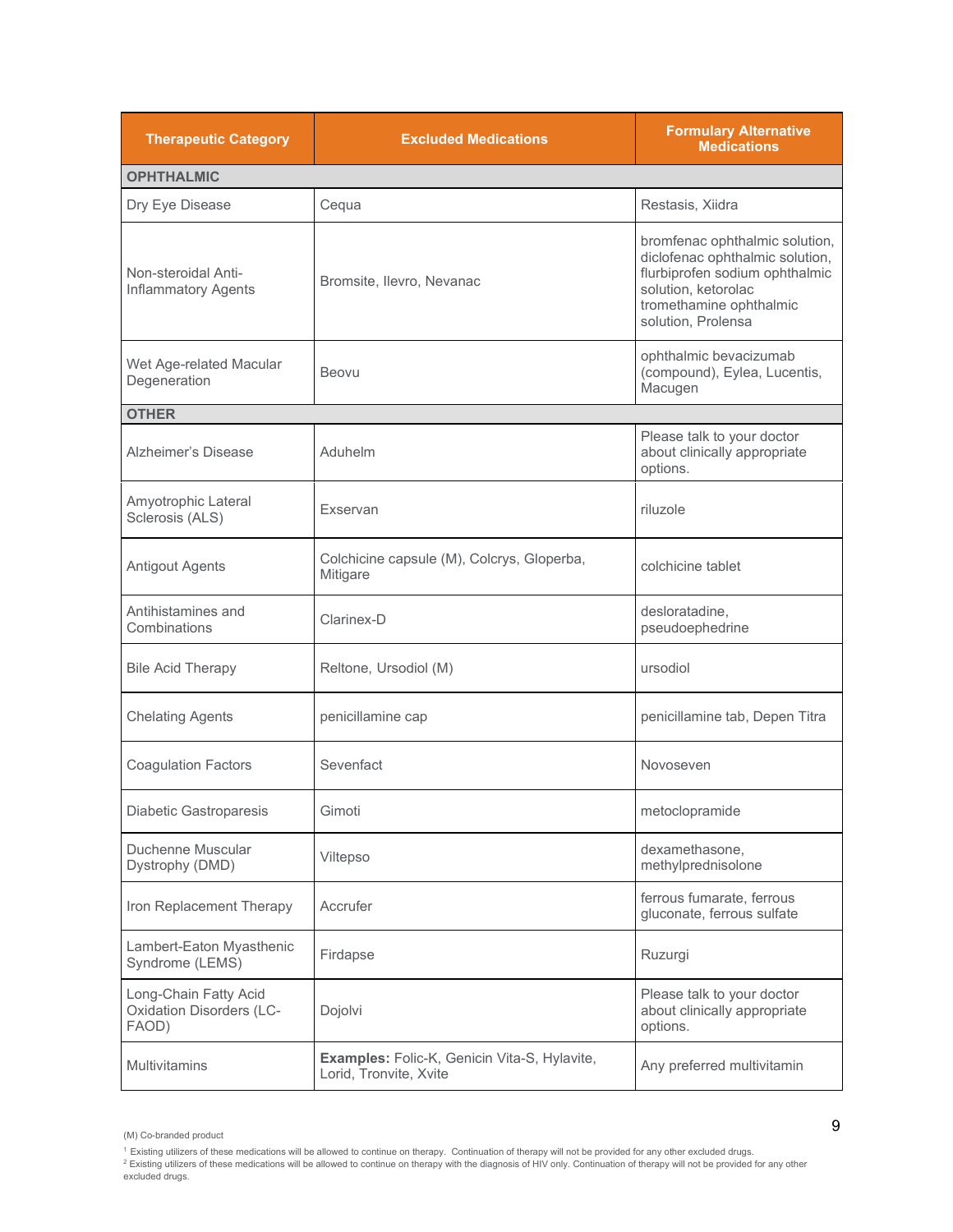| Therapeutic Category | Excluded Medications | Formulary Alternative Medications |
|---|---|---|
| **OPHTHALMIC** | | |
| Dry Eye Disease | Cequa | Restasis, Xiidra |
| Non-steroidal Anti-Inflammatory Agents | Bromsite, Ilevro, Nevanac | bromfenac ophthalmic solution, diclofenac ophthalmic solution, flurbiprofen sodium ophthalmic solution, ketorolac tromethamine ophthalmic solution, Prolensa |
| Wet Age-related Macular Degeneration | Beovu | ophthalmic bevacizumab (compound), Eylea, Lucentis, Macugen |
| **OTHER** | | |
| Alzheimer's Disease | Aduhelm | Please talk to your doctor about clinically appropriate options. |
| Amyotrophic Lateral Sclerosis (ALS) | Exservan | riluzole |
| Antigout Agents | Colchicine capsule (M), Colcrys, Gloperba, Mitigare | colchicine tablet |
| Antihistamines and Combinations | Clarinex-D | desloratadine, pseudoephedrine |
| Bile Acid Therapy | Reltone, Ursodiol (M) | ursodiol |
| Chelating Agents | penicillamine cap | penicillamine tab, Depen Titra |
| Coagulation Factors | Sevenfact | Novoseven |
| Diabetic Gastroparesis | Gimoti | metoclopramide |
| Duchenne Muscular Dystrophy (DMD) | Viltepso | dexamethasone, methylprednisolone |
| Iron Replacement Therapy | Accrufer | ferrous fumarate, ferrous gluconate, ferrous sulfate |
| Lambert-Eaton Myasthenic Syndrome (LEMS) | Firdapse | Ruzurgi |
| Long-Chain Fatty Acid Oxidation Disorders (LC-FAOD) | Dojolvi | Please talk to your doctor about clinically appropriate options. |
| Multivitamins | **Examples:** Folic-K, Genicin Vita-S, Hylavite, Lorid, Tronvite, Xvite | Any preferred multivitamin |

(M) Co-branded product

[1] Existing utilizers of these medications will be allowed to continue on therapy. Continuation of therapy will not be provided for any other excluded drugs.
[2] Existing utilizers of these medications will be allowed to continue on therapy with the diagnosis of HIV only. Continuation of therapy will not be provided for any other excluded drugs.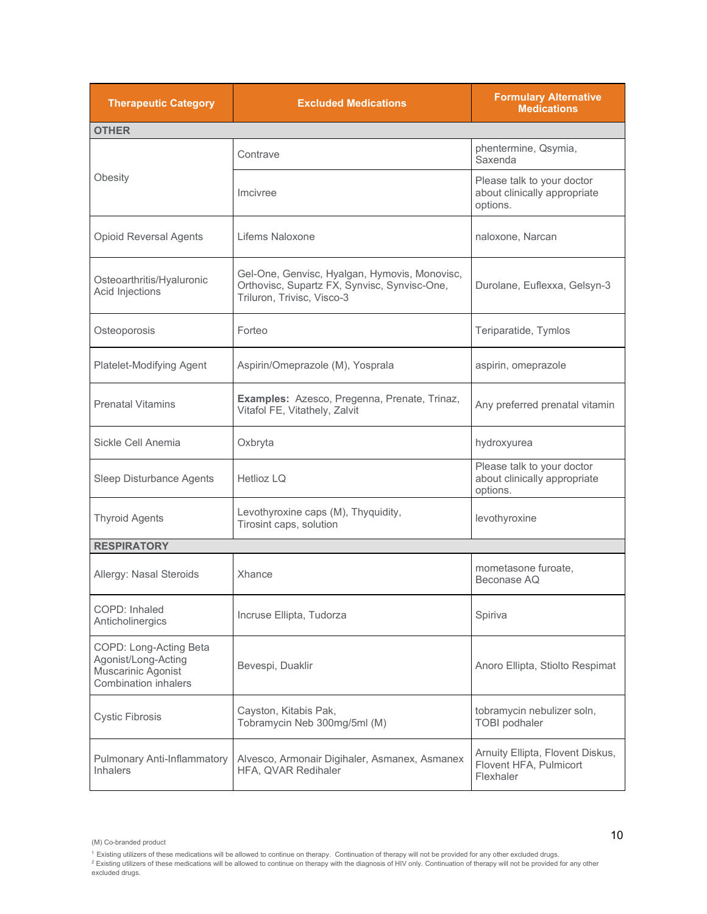| Therapeutic Category | Excluded Medications | Formulary Alternative Medications |
|---|---|---|
| **OTHER** | | |
| Obesity | Contrave | phentermine, Qsymia, Saxenda |
| | Imcivree | Please talk to your doctor about clinically appropriate options. |
| Opioid Reversal Agents | Lifems Naloxone | naloxone, Narcan |
| Osteoarthritis/Hyaluronic Acid Injections | Gel-One, Genvisc, Hyalgan, Hymovis, Monovisc, Orthovisc, Supartz FX, Synvisc, Synvisc-One, Triluron, Trivisc, Visco-3 | Durolane, Euflexxa, Gelsyn-3 |
| Osteoporosis | Forteo | Teriparatide, Tymlos |
| Platelet-Modifying Agent | Aspirin/Omeprazole (M), Yosprala | aspirin, omeprazole |
| Prenatal Vitamins | **Examples:** Azesco, Pregenna, Prenate, Trinaz, Vitafol FE, Vitathely, Zalvit | Any preferred prenatal vitamin |
| Sickle Cell Anemia | Oxbryta | hydroxyurea |
| Sleep Disturbance Agents | Hetlioz LQ | Please talk to your doctor about clinically appropriate options. |
| Thyroid Agents | Levothyroxine caps (M), Thyquidity, Tirosint caps, solution | levothyroxine |
| **RESPIRATORY** | | |
| Allergy: Nasal Steroids | Xhance | mometasone furoate, Beconase AQ |
| COPD: Inhaled Anticholinergics | Incruse Ellipta, Tudorza | Spiriva |
| COPD: Long-Acting Beta Agonist/Long-Acting Muscarinic Agonist Combination inhalers | Bevespi, Duaklir | Anoro Ellipta, Stiolto Respimat |
| Cystic Fibrosis | Cayston, Kitabis Pak, Tobramycin Neb 300mg/5ml (M) | tobramycin nebulizer soln, TOBI podhaler |
| Pulmonary Anti-Inflammatory Inhalers | Alvesco, Armonair Digihaler, Asmanex, Asmanex HFA, QVAR Redihaler | Arnuity Ellipta, Flovent Diskus, Flovent HFA, Pulmicort Flexhaler |

(M) Co-branded product

[1] Existing utilizers of these medications will be allowed to continue on therapy. Continuation of therapy will not be provided for any other excluded drugs.

[2] Existing utilizers of these medications will be allowed to continue on therapy with the diagnosis of HIV only. Continuation of therapy will not be provided for any other excluded drugs.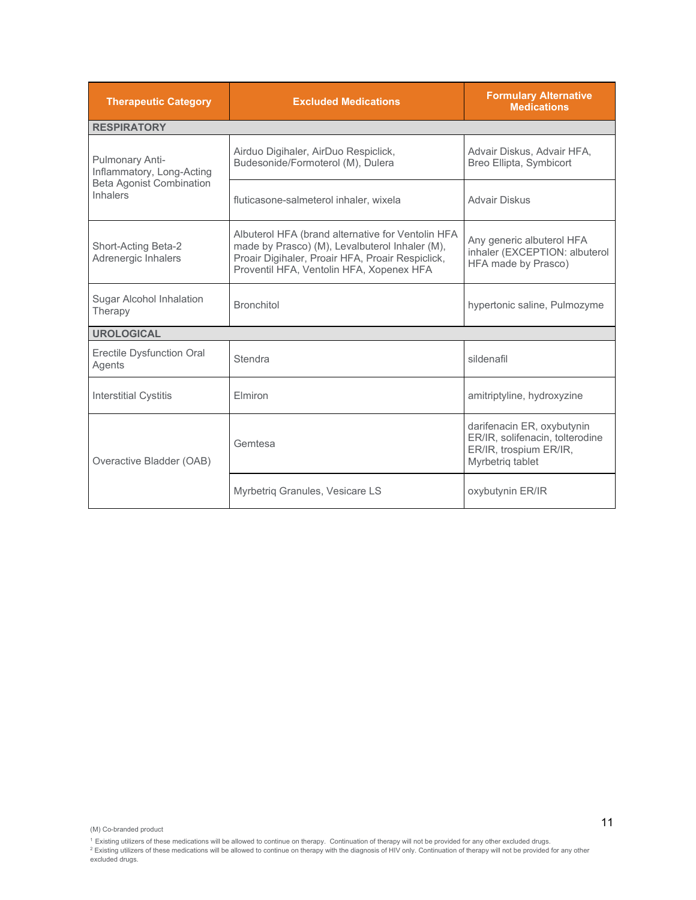| Therapeutic Category | Excluded Medications | Formulary Alternative Medications |
|---|---|---|
| **RESPIRATORY** | | |
| Pulmonary Anti-Inflammatory, Long-Acting Beta Agonist Combination Inhalers | Airduo Digihaler, AirDuo Respiclick, Budesonide/Formoterol (M), Dulera | Advair Diskus, Advair HFA, Breo Ellipta, Symbicort |
| | fluticasone-salmeterol inhaler, wixela | Advair Diskus |
| Short-Acting Beta-2 Adrenergic Inhalers | Albuterol HFA (brand alternative for Ventolin HFA made by Prasco) (M), Levalbuterol Inhaler (M), Proair Digihaler, Proair HFA, Proair Respiclick, Proventil HFA, Ventolin HFA, Xopenex HFA | Any generic albuterol HFA inhaler (EXCEPTION: albuterol HFA made by Prasco) |
| Sugar Alcohol Inhalation Therapy | Bronchitol | hypertonic saline, Pulmozyme |
| **UROLOGICAL** | | |
| Erectile Dysfunction Oral Agents | Stendra | sildenafil |
| Interstitial Cystitis | Elmiron | amitriptyline, hydroxyzine |
| Overactive Bladder (OAB) | Gemtesa | darifenacin ER, oxybutynin ER/IR, solifenacin, tolterodine ER/IR, trospium ER/IR, Myrbetriq tablet |
| | Myrbetriq Granules, Vesicare LS | oxybutynin ER/IR |

(M) Co-branded product

[1] Existing utilizers of these medications will be allowed to continue on therapy. Continuation of therapy will not be provided for any other excluded drugs.

[2] Existing utilizers of these medications will be allowed to continue on therapy with the diagnosis of HIV only. Continuation of therapy will not be provided for any other excluded drugs.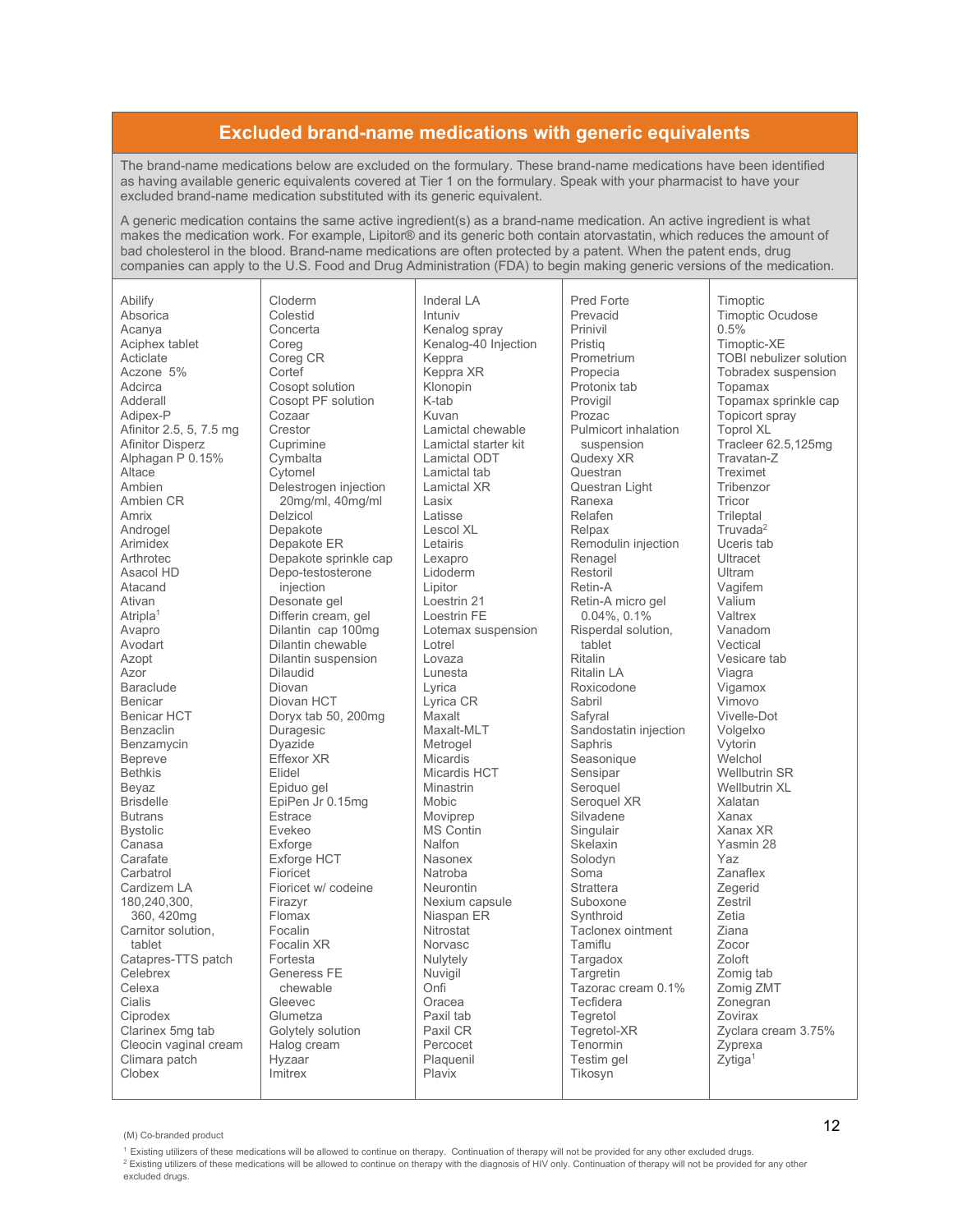## Excluded brand-name medications with generic equivalents

The brand-name medications below are excluded on the formulary. These brand-name medications have been identified as having available generic equivalents covered at Tier 1 on the formulary. Speak with your pharmacist to have your excluded brand-name medication substituted with its generic equivalent.

A generic medication contains the same active ingredient(s) as a brand-name medication. An active ingredient is what makes the medication work. For example, Lipitor® and its generic both contain atorvastatin, which reduces the amount of bad cholesterol in the blood. Brand-name medications are often protected by a patent. When the patent ends, drug companies can apply to the U.S. Food and Drug Administration (FDA) to begin making generic versions of the medication.

Abilify
Absorica
Acanya
Aciphex tablet
Acticlate
Aczone 5%
Adcirca
Adderall
Adipex-P
Afinitor 2.5, 5, 7.5 mg
Afinitor Disperz
Alphagan P 0.15%
Altace
Ambien
Ambien CR
Amrix
Androgel
Arimidex
Arthrotec
Asacol HD
Atacand
Ativan
Atripla[1]
Avapro
Avodart
Azopt
Azor
Baraclude
Benicar
Benicar HCT
Benzaclin
Benzamycin
Bepreve
Bethkis
Beyaz
Brisdelle
Butrans
Bystolic
Canasa
Carafate
Carbatrol
Cardizem LA 180,240,300, 360, 420mg
Carnitor solution, tablet
Catapres-TTS patch
Celebrex
Celexa
Cialis
Ciprodex
Clarinex 5mg tab
Cleocin vaginal cream
Climara patch
Clobex
Cloderm
Colestid
Concerta
Coreg
Coreg CR
Cortef
Cosopt solution
Cosopt PF solution
Cozaar
Crestor
Cuprimine
Cymbalta
Cytomel
Delestrogen injection 20mg/ml, 40mg/ml
Delzicol
Depakote
Depakote ER
Depakote sprinkle cap
Depo-testosterone injection
Desonate gel
Differin cream, gel
Dilantin cap 100mg
Dilantin chewable
Dilantin suspension
Dilaudid
Diovan
Diovan HCT
Doryx tab 50, 200mg
Duragesic
Dyazide
Effexor XR
Elidel
Epiduo gel
EpiPen Jr 0.15mg
Estrace
Evekeo
Exforge
Exforge HCT
Fioricet
Fioricet w/ codeine
Firazyr
Flomax
Focalin
Focalin XR
Fortesta
Generess FE chewable
Gleevec
Glumetza
Golytely solution
Halog cream
Hyzaar
Imitrex
Inderal LA
Intuniv
Kenalog spray
Kenalog-40 Injection
Keppra
Keppra XR
Klonopin
K-tab
Kuvan
Lamictal chewable
Lamictal starter kit
Lamictal ODT
Lamictal tab
Lamictal XR
Lasix
Latisse
Lescol XL
Letairis
Lexapro
Lidoderm
Lipitor
Loestrin 21
Loestrin FE
Lotemax suspension
Lotrel
Lovaza
Lunesta
Lyrica
Lyrica CR
Maxalt
Maxalt-MLT
Metrogel
Micardis
Micardis HCT
Minastrin
Mobic
Moviprep
MS Contin
Nalfon
Nasonex
Natroba
Neurontin
Nexium capsule
Niaspan ER
Nitrostat
Norvasc
Nulytely
Nuvigil
Onfi
Oracea
Paxil tab
Paxil CR
Percocet
Plaquenil
Plavix
Pred Forte
Prevacid
Prinivil
Pristiq
Prometrium
Propecia
Protonix tab
Provigil
Prozac
Pulmicort inhalation suspension
Qudexy XR
Questran
Questran Light
Ranexa
Relafen
Relpax
Remodulin injection
Renagel
Restoril
Retin-A
Retin-A micro gel 0.04%, 0.1%
Risperdal solution, tablet
Ritalin
Ritalin LA
Roxicodone
Sabril
Safyral
Sandostatin injection
Saphris
Seasonique
Sensipar
Seroquel
Seroquel XR
Silvadene
Singulair
Skelaxin
Solodyn
Soma
Strattera
Suboxone
Synthroid
Taclonex ointment
Tamiflu
Targadox
Targretin
Tazorac cream 0.1%
Tecfidera
Tegretol
Tegretol-XR
Tenormin
Testim gel
Tikosyn
Timoptic
Timoptic Ocudose 0.5%
Timoptic-XE
TOBI nebulizer solution
Tobradex suspension
Topamax
Topamax sprinkle cap
Topicort spray
Toprol XL
Tracleer 62.5,125mg
Travatan-Z
Treximet
Tribenzor
Tricor
Trileptal
Truvada[2]
Uceris tab
Ultracet
Ultram
Vagifem
Valium
Valtrex
Vanadom
Vectical
Vesicare tab
Viagra
Vigamox
Vimovo
Vivelle-Dot
Volgelxo
Vytorin
Welchol
Wellbutrin SR
Wellbutrin XL
Xalatan
Xanax
Xanax XR
Yasmin 28
Yaz
Zanaflex
Zegerid
Zestril
Zetia
Ziana
Zocor
Zoloft
Zomig tab
Zomig ZMT
Zonegran
Zovirax
Zyclara cream 3.75%
Zyprexa
Zytiga[1]

(M) Co-branded product

[1] Existing utilizers of these medications will be allowed to continue on therapy. Continuation of therapy will not be provided for any other excluded drugs.

[2] Existing utilizers of these medications will be allowed to continue on therapy with the diagnosis of HIV only. Continuation of therapy will not be provided for any other excluded drugs.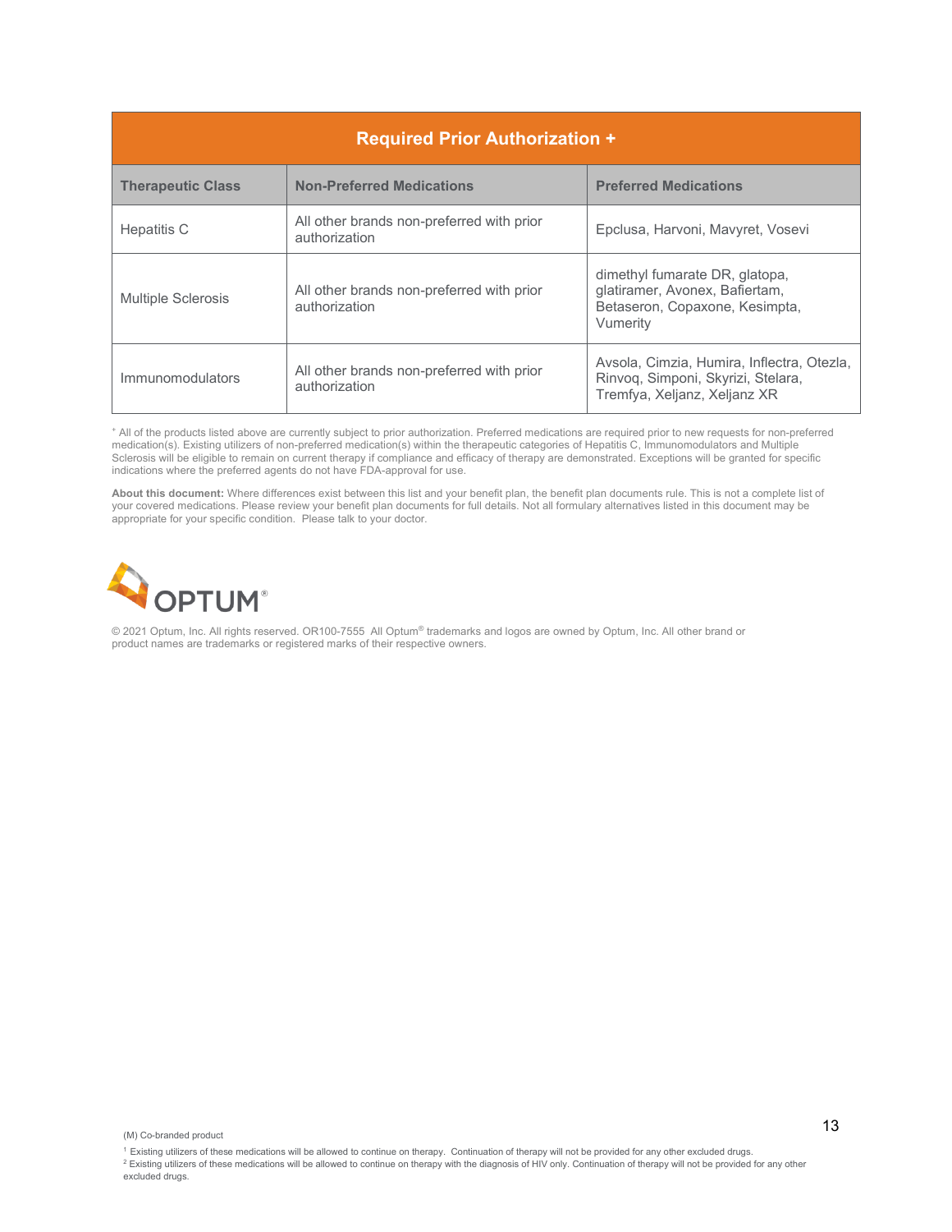| Required Prior Authorization + | | |
|---|---|---|
| **Therapeutic Class** | **Non-Preferred Medications** | **Preferred Medications** |
| Hepatitis C | All other brands non-preferred with prior authorization | Epclusa, Harvoni, Mavyret, Vosevi |
| Multiple Sclerosis | All other brands non-preferred with prior authorization | dimethyl fumarate DR, glatopa, glatiramer, Avonex, Bafiertam, Betaseron, Copaxone, Kesimpta, Vumerity |
| Immunomodulators | All other brands non-preferred with prior authorization | Avsola, Cimzia, Humira, Inflectra, Otezla, Rinvoq, Simponi, Skyrizi, Stelara, Tremfya, Xeljanz, Xeljanz XR |

[+] All of the products listed above are currently subject to prior authorization. Preferred medications are required prior to new requests for non-preferred medication(s). Existing utilizers of non-preferred medication(s) within the therapeutic categories of Hepatitis C, Immunomodulators and Multiple Sclerosis will be eligible to remain on current therapy if compliance and efficacy of therapy are demonstrated. Exceptions will be granted for specific indications where the preferred agents do not have FDA-approval for use.

**About this document:** Where differences exist between this list and your benefit plan, the benefit plan documents rule. This is not a complete list of your covered medications. Please review your benefit plan documents for full details. Not all formulary alternatives listed in this document may be appropriate for your specific condition. Please talk to your doctor.

OPTUM®

© 2021 Optum, Inc. All rights reserved. OR100-7555 All Optum® trademarks and logos are owned by Optum, Inc. All other brand or product names are trademarks or registered marks of their respective owners.

(M) Co-branded product

[1] Existing utilizers of these medications will be allowed to continue on therapy. Continuation of therapy will not be provided for any other excluded drugs.

[2] Existing utilizers of these medications will be allowed to continue on therapy with the diagnosis of HIV only. Continuation of therapy will not be provided for any other excluded drugs.